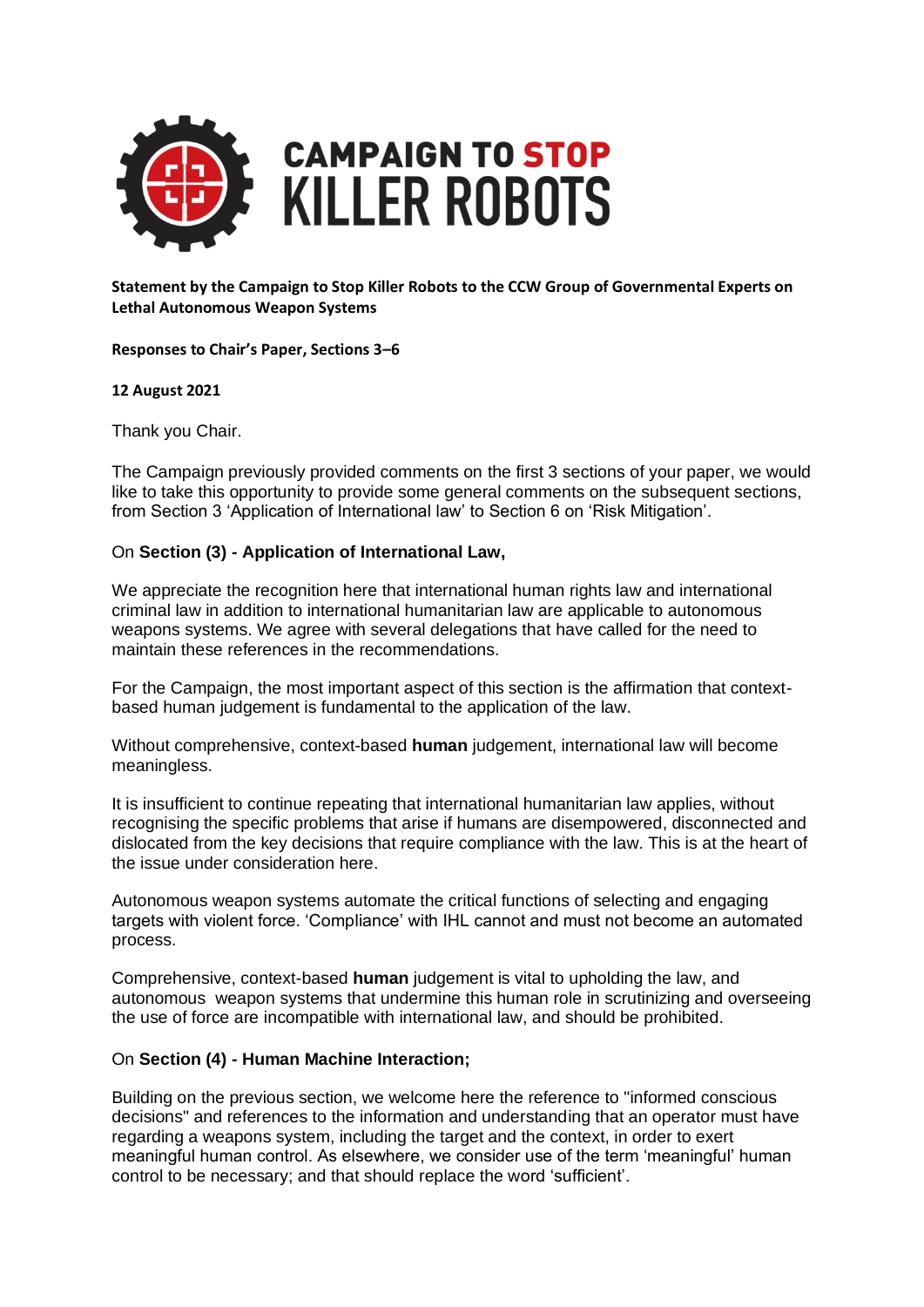# CAMPAIGN TO STOP KILLER ROBOTS

**Statement by the Campaign to Stop Killer Robots to the CCW Group of Governmental Experts on Lethal Autonomous Weapon Systems**

**Responses to Chair's Paper, Sections 3–6**

**12 August 2021**

Thank you Chair.

The Campaign previously provided comments on the first 3 sections of your paper, we would like to take this opportunity to provide some general comments on the subsequent sections, from Section 3 'Application of International law' to Section 6 on 'Risk Mitigation'.

On **Section (3) - Application of International Law,**

We appreciate the recognition here that international human rights law and international criminal law in addition to international humanitarian law are applicable to autonomous weapons systems. We agree with several delegations that have called for the need to maintain these references in the recommendations.

For the Campaign, the most important aspect of this section is the affirmation that context-based human judgement is fundamental to the application of the law.

Without comprehensive, context-based **human** judgement, international law will become meaningless.

It is insufficient to continue repeating that international humanitarian law applies, without recognising the specific problems that arise if humans are disempowered, disconnected and dislocated from the key decisions that require compliance with the law. This is at the heart of the issue under consideration here.

Autonomous weapon systems automate the critical functions of selecting and engaging targets with violent force. 'Compliance' with IHL cannot and must not become an automated process.

Comprehensive, context-based **human** judgement is vital to upholding the law, and autonomous weapon systems that undermine this human role in scrutinizing and overseeing the use of force are incompatible with international law, and should be prohibited.

On **Section (4) - Human Machine Interaction;**

Building on the previous section, we welcome here the reference to "informed conscious decisions" and references to the information and understanding that an operator must have regarding a weapons system, including the target and the context, in order to exert meaningful human control. As elsewhere, we consider use of the term 'meaningful' human control to be necessary; and that should replace the word 'sufficient'.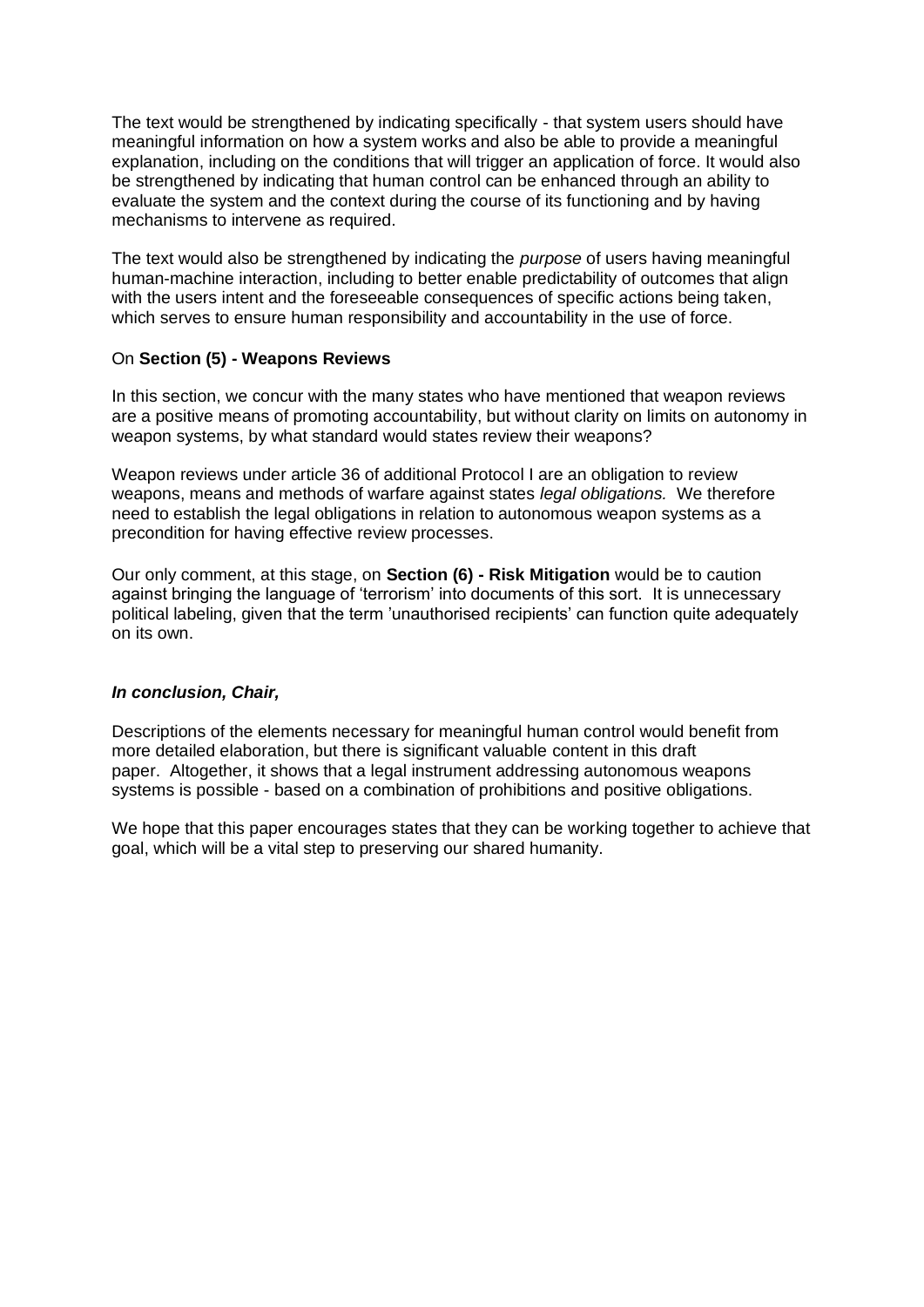The text would be strengthened by indicating specifically - that system users should have meaningful information on how a system works and also be able to provide a meaningful explanation, including on the conditions that will trigger an application of force. It would also be strengthened by indicating that human control can be enhanced through an ability to evaluate the system and the context during the course of its functioning and by having mechanisms to intervene as required.

The text would also be strengthened by indicating the *purpose* of users having meaningful human-machine interaction, including to better enable predictability of outcomes that align with the users intent and the foreseeable consequences of specific actions being taken, which serves to ensure human responsibility and accountability in the use of force.

On **Section (5) - Weapons Reviews**

In this section, we concur with the many states who have mentioned that weapon reviews are a positive means of promoting accountability, but without clarity on limits on autonomy in weapon systems, by what standard would states review their weapons?

Weapon reviews under article 36 of additional Protocol I are an obligation to review weapons, means and methods of warfare against states *legal obligations.* We therefore need to establish the legal obligations in relation to autonomous weapon systems as a precondition for having effective review processes.

Our only comment, at this stage, on **Section (6) - Risk Mitigation** would be to caution against bringing the language of 'terrorism' into documents of this sort. It is unnecessary political labeling, given that the term 'unauthorised recipients' can function quite adequately on its own.

***In conclusion, Chair,***

Descriptions of the elements necessary for meaningful human control would benefit from more detailed elaboration, but there is significant valuable content in this draft paper. Altogether, it shows that a legal instrument addressing autonomous weapons systems is possible - based on a combination of prohibitions and positive obligations.

We hope that this paper encourages states that they can be working together to achieve that goal, which will be a vital step to preserving our shared humanity.